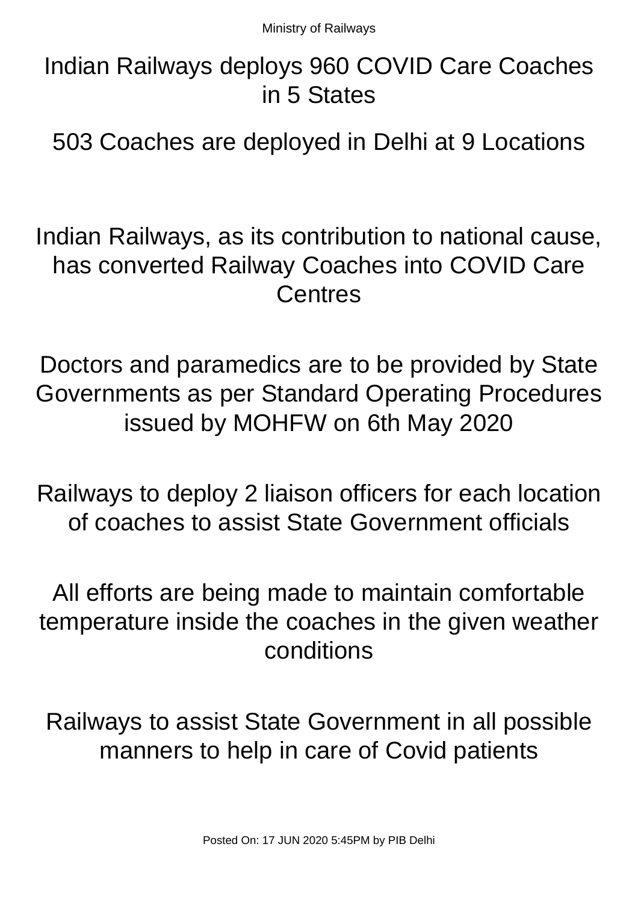Ministry of Railways

# Indian Railways deploys 960 COVID Care Coaches in 5 States

## 503 Coaches are deployed in Delhi at 9 Locations

Indian Railways, as its contribution to national cause, has converted Railway Coaches into COVID Care Centres

Doctors and paramedics are to be provided by State Governments as per Standard Operating Procedures issued by MOHFW on 6th May 2020

Railways to deploy 2 liaison officers for each location of coaches to assist State Government officials

All efforts are being made to maintain comfortable temperature inside the coaches in the given weather conditions

Railways to assist State Government in all possible manners to help in care of Covid patients

Posted On: 17 JUN 2020 5:45PM by PIB Delhi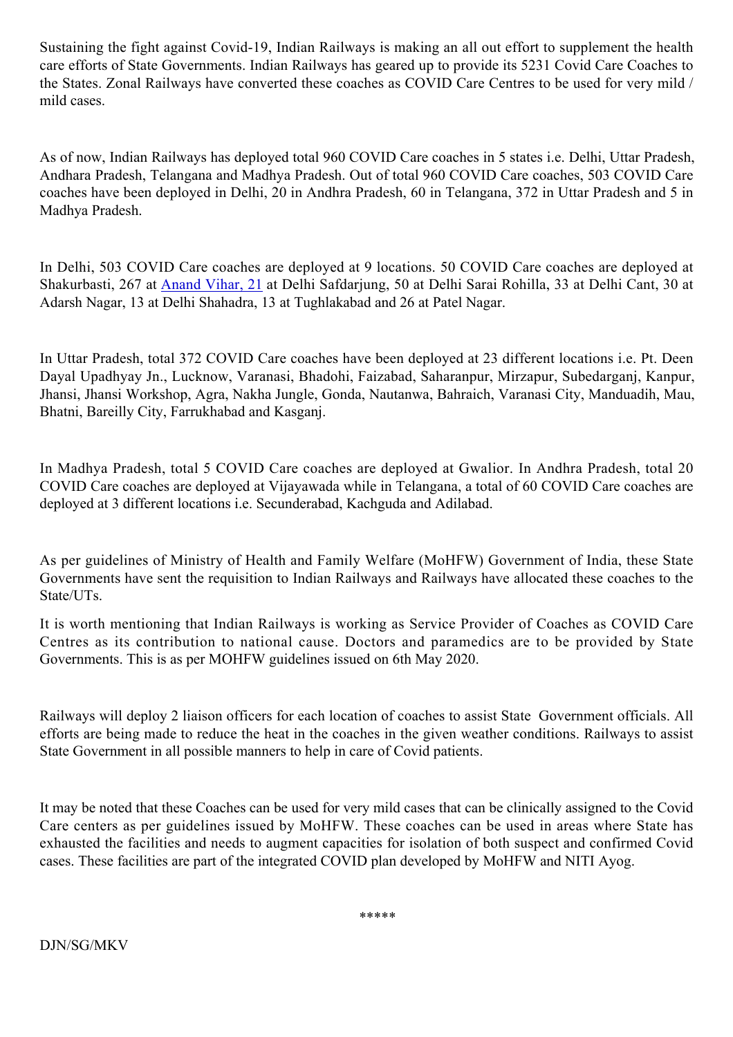Sustaining the fight against Covid-19, Indian Railways is making an all out effort to supplement the health care efforts of State Governments. Indian Railways has geared up to provide its 5231 Covid Care Coaches to the States. Zonal Railways have converted these coaches as COVID Care Centres to be used for very mild / mild cases.

As of now, Indian Railways has deployed total 960 COVID Care coaches in 5 states i.e. Delhi, Uttar Pradesh, Andhara Pradesh, Telangana and Madhya Pradesh. Out of total 960 COVID Care coaches, 503 COVID Care coaches have been deployed in Delhi, 20 in Andhra Pradesh, 60 in Telangana, 372 in Uttar Pradesh and 5 in Madhya Pradesh.

In Delhi, 503 COVID Care coaches are deployed at 9 locations. 50 COVID Care coaches are deployed at Shakurbasti, 267 at Anand Vihar, 21 at Delhi Safdarjung, 50 at Delhi Sarai Rohilla, 33 at Delhi Cant, 30 at Adarsh Nagar, 13 at Delhi Shahadra, 13 at Tughlakabad and 26 at Patel Nagar.

In Uttar Pradesh, total 372 COVID Care coaches have been deployed at 23 different locations i.e. Pt. Deen Dayal Upadhyay Jn., Lucknow, Varanasi, Bhadohi, Faizabad, Saharanpur, Mirzapur, Subedarganj, Kanpur, Jhansi, Jhansi Workshop, Agra, Nakha Jungle, Gonda, Nautanwa, Bahraich, Varanasi City, Manduadih, Mau, Bhatni, Bareilly City, Farrukhabad and Kasganj.

In Madhya Pradesh, total 5 COVID Care coaches are deployed at Gwalior. In Andhra Pradesh, total 20 COVID Care coaches are deployed at Vijayawada while in Telangana, a total of 60 COVID Care coaches are deployed at 3 different locations i.e. Secunderabad, Kachguda and Adilabad.

As per guidelines of Ministry of Health and Family Welfare (MoHFW) Government of India, these State Governments have sent the requisition to Indian Railways and Railways have allocated these coaches to the State/UTs.

It is worth mentioning that Indian Railways is working as Service Provider of Coaches as COVID Care Centres as its contribution to national cause. Doctors and paramedics are to be provided by State Governments. This is as per MOHFW guidelines issued on 6th May 2020.

Railways will deploy 2 liaison officers for each location of coaches to assist State Government officials. All efforts are being made to reduce the heat in the coaches in the given weather conditions. Railways to assist State Government in all possible manners to help in care of Covid patients.

It may be noted that these Coaches can be used for very mild cases that can be clinically assigned to the Covid Care centers as per guidelines issued by MoHFW. These coaches can be used in areas where State has exhausted the facilities and needs to augment capacities for isolation of both suspect and confirmed Covid cases. These facilities are part of the integrated COVID plan developed by MoHFW and NITI Ayog.

*****

DJN/SG/MKV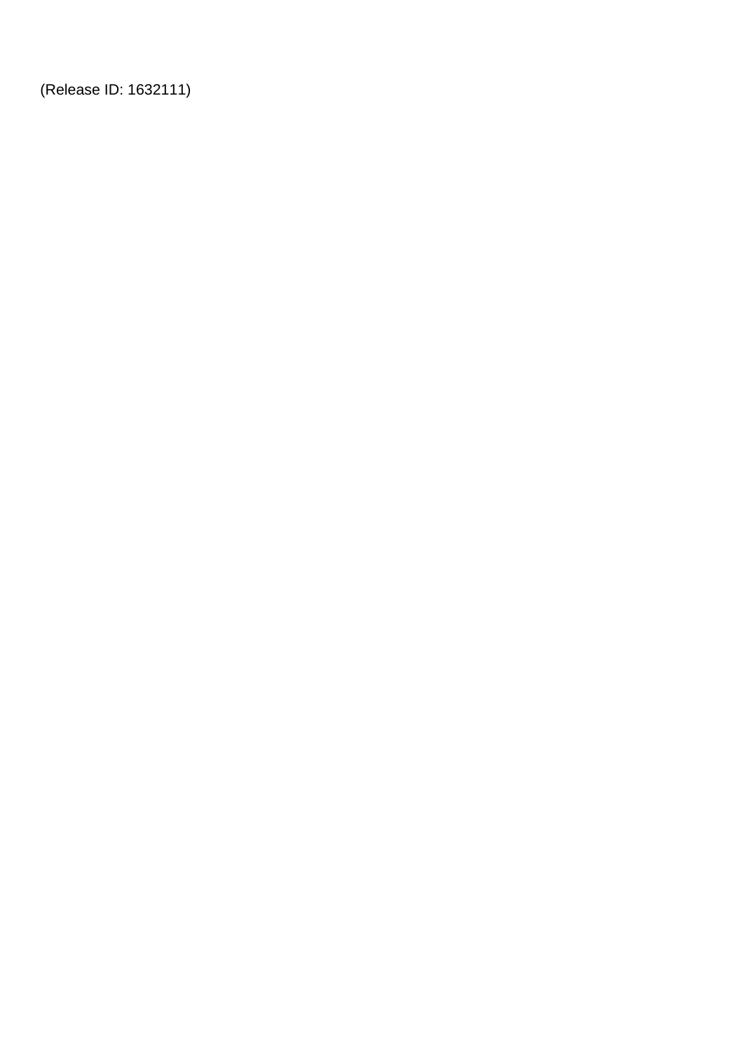(Release ID: 1632111)